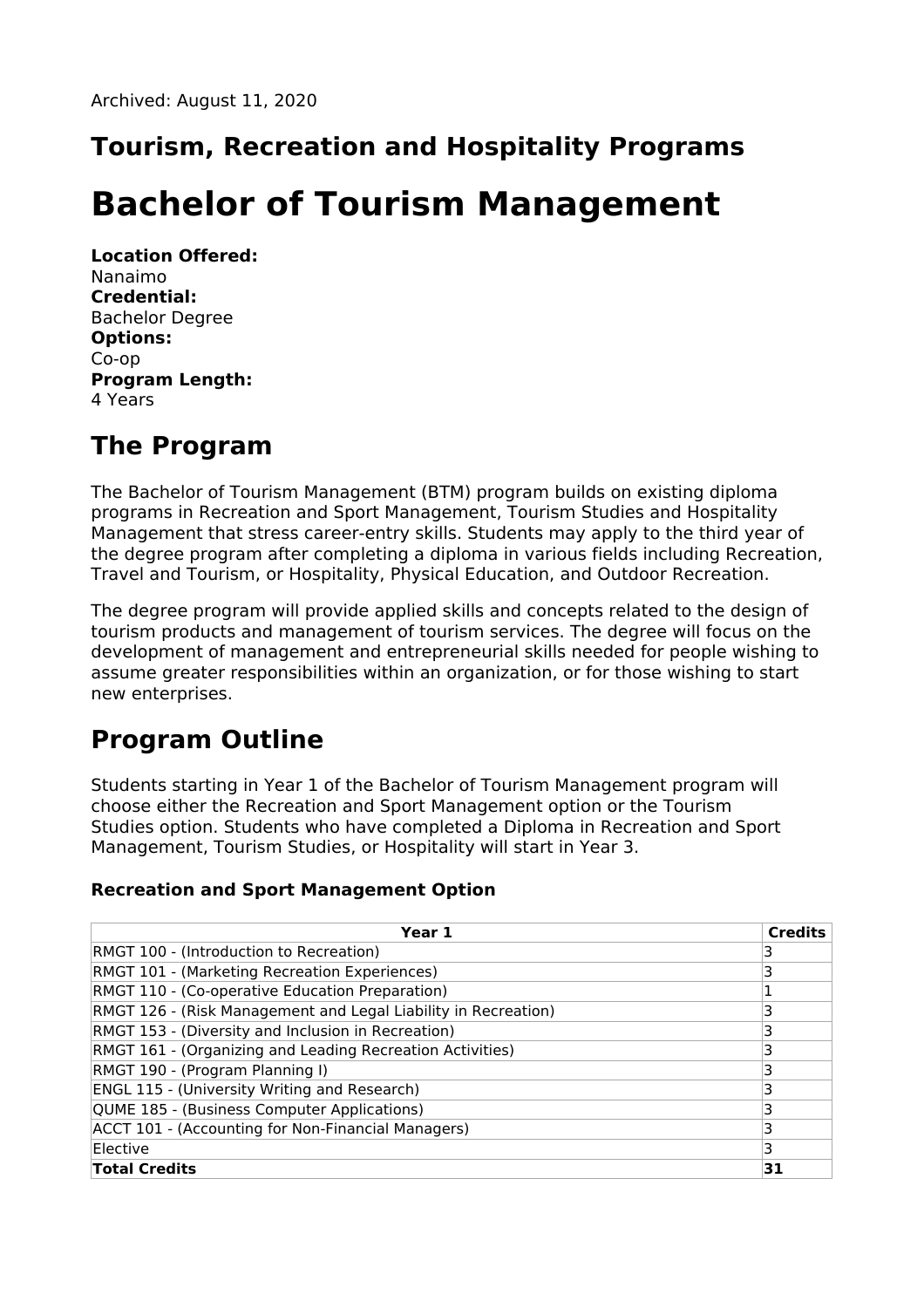Archived: August 11, 2020

## Tourism, Recreation and Hospitality Programs

# Bachelor of Tourism Management

**Location Offered:**
Nanaimo
**Credential:**
Bachelor Degree
**Options:**
Co-op
**Program Length:**
4 Years

## The Program

The Bachelor of Tourism Management (BTM) program builds on existing diploma programs in Recreation and Sport Management, Tourism Studies and Hospitality Management that stress career-entry skills. Students may apply to the third year of the degree program after completing a diploma in various fields including Recreation, Travel and Tourism, or Hospitality, Physical Education, and Outdoor Recreation.

The degree program will provide applied skills and concepts related to the design of tourism products and management of tourism services. The degree will focus on the development of management and entrepreneurial skills needed for people wishing to assume greater responsibilities within an organization, or for those wishing to start new enterprises.

## Program Outline

Students starting in Year 1 of the Bachelor of Tourism Management program will choose either the Recreation and Sport Management option or the Tourism Studies option. Students who have completed a Diploma in Recreation and Sport Management, Tourism Studies, or Hospitality will start in Year 3.

### Recreation and Sport Management Option

| Year 1 | Credits |
|---|---|
| RMGT 100 - (Introduction to Recreation) | 3 |
| RMGT 101 - (Marketing Recreation Experiences) | 3 |
| RMGT 110 - (Co-operative Education Preparation) | 1 |
| RMGT 126 - (Risk Management and Legal Liability in Recreation) | 3 |
| RMGT 153 - (Diversity and Inclusion in Recreation) | 3 |
| RMGT 161 - (Organizing and Leading Recreation Activities) | 3 |
| RMGT 190 - (Program Planning I) | 3 |
| ENGL 115 - (University Writing and Research) | 3 |
| QUME 185 - (Business Computer Applications) | 3 |
| ACCT 101 - (Accounting for Non-Financial Managers) | 3 |
| Elective | 3 |
| **Total Credits** | **31** |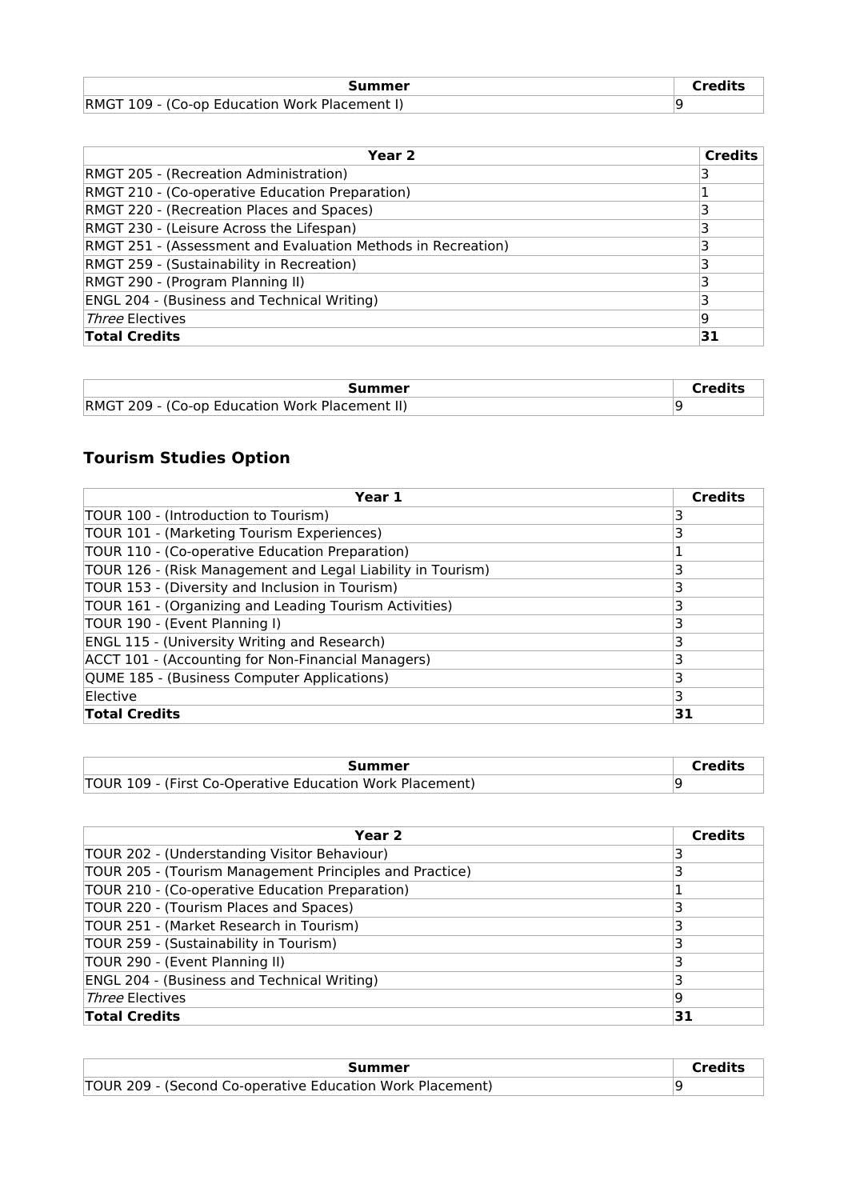| Summer | Credits |
| --- | --- |
| RMGT 109 - (Co-op Education Work Placement I) | 9 |

| Year 2 | Credits |
| --- | --- |
| RMGT 205 - (Recreation Administration) | 3 |
| RMGT 210 - (Co-operative Education Preparation) | 1 |
| RMGT 220 - (Recreation Places and Spaces) | 3 |
| RMGT 230 - (Leisure Across the Lifespan) | 3 |
| RMGT 251 - (Assessment and Evaluation Methods in Recreation) | 3 |
| RMGT 259 - (Sustainability in Recreation) | 3 |
| RMGT 290 - (Program Planning II) | 3 |
| ENGL 204 - (Business and Technical Writing) | 3 |
| *Three* Electives | 9 |
| **Total Credits** | **31** |

| Summer | Credits |
| --- | --- |
| RMGT 209 - (Co-op Education Work Placement II) | 9 |

### Tourism Studies Option

| Year 1 | Credits |
| --- | --- |
| TOUR 100 - (Introduction to Tourism) | 3 |
| TOUR 101 - (Marketing Tourism Experiences) | 3 |
| TOUR 110 - (Co-operative Education Preparation) | 1 |
| TOUR 126 - (Risk Management and Legal Liability in Tourism) | 3 |
| TOUR 153 - (Diversity and Inclusion in Tourism) | 3 |
| TOUR 161 - (Organizing and Leading Tourism Activities) | 3 |
| TOUR 190 - (Event Planning I) | 3 |
| ENGL 115 - (University Writing and Research) | 3 |
| ACCT 101 - (Accounting for Non-Financial Managers) | 3 |
| QUME 185 - (Business Computer Applications) | 3 |
| Elective | 3 |
| **Total Credits** | **31** |

| Summer | Credits |
| --- | --- |
| TOUR 109 - (First Co-Operative Education Work Placement) | 9 |

| Year 2 | Credits |
| --- | --- |
| TOUR 202 - (Understanding Visitor Behaviour) | 3 |
| TOUR 205 - (Tourism Management Principles and Practice) | 3 |
| TOUR 210 - (Co-operative Education Preparation) | 1 |
| TOUR 220 - (Tourism Places and Spaces) | 3 |
| TOUR 251 - (Market Research in Tourism) | 3 |
| TOUR 259 - (Sustainability in Tourism) | 3 |
| TOUR 290 - (Event Planning II) | 3 |
| ENGL 204 - (Business and Technical Writing) | 3 |
| *Three* Electives | 9 |
| **Total Credits** | **31** |

| Summer | Credits |
| --- | --- |
| TOUR 209 - (Second Co-operative Education Work Placement) | 9 |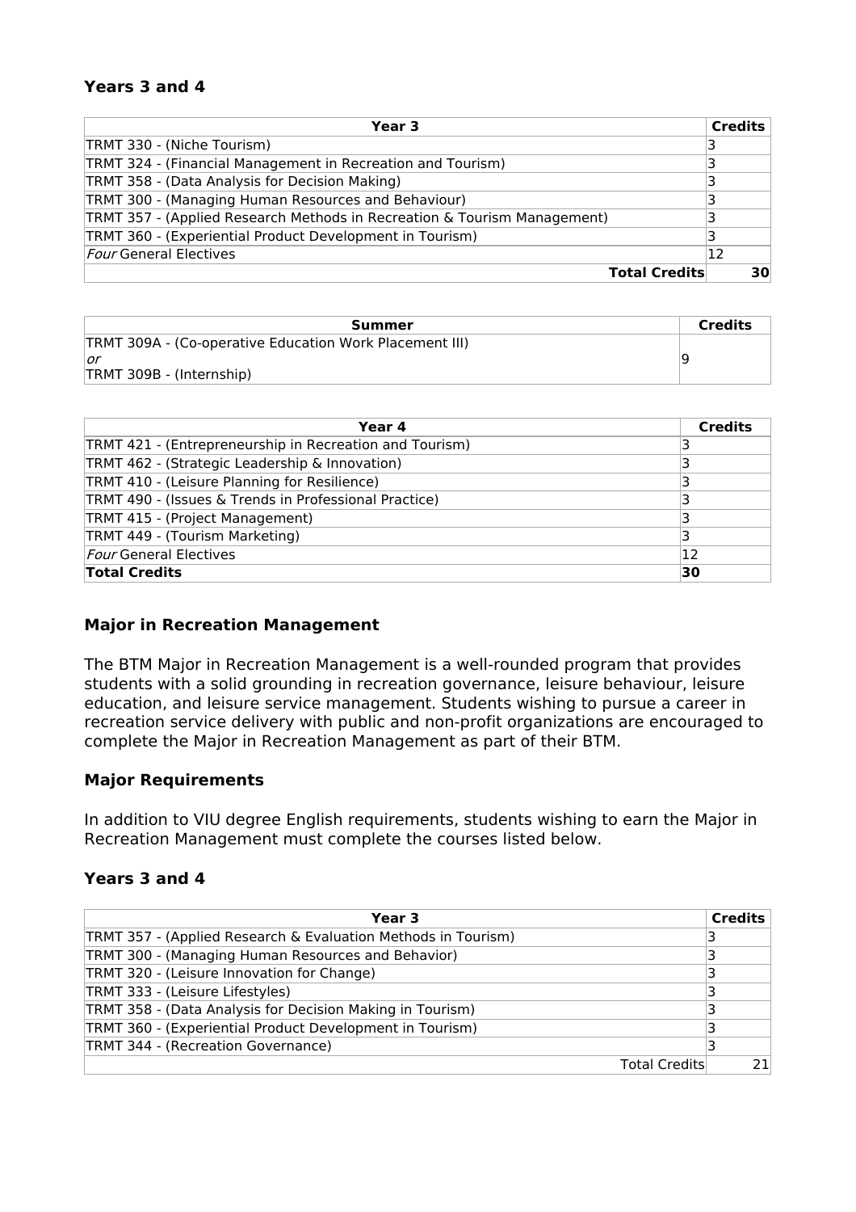### Years 3 and 4

| Year 3 | Credits |
|---|---|
| TRMT 330 - (Niche Tourism) | 3 |
| TRMT 324 - (Financial Management in Recreation and Tourism) | 3 |
| TRMT 358 - (Data Analysis for Decision Making) | 3 |
| TRMT 300 - (Managing Human Resources and Behaviour) | 3 |
| TRMT 357 - (Applied Research Methods in Recreation & Tourism Management) | 3 |
| TRMT 360 - (Experiential Product Development in Tourism) | 3 |
| *Four* General Electives | 12 |
| **Total Credits** | **30** |

| Summer | Credits |
|---|---|
| TRMT 309A - (Co-operative Education Work Placement III) *or* TRMT 309B - (Internship) | 9 |

| Year 4 | Credits |
|---|---|
| TRMT 421 - (Entrepreneurship in Recreation and Tourism) | 3 |
| TRMT 462 - (Strategic Leadership & Innovation) | 3 |
| TRMT 410 - (Leisure Planning for Resilience) | 3 |
| TRMT 490 - (Issues & Trends in Professional Practice) | 3 |
| TRMT 415 - (Project Management) | 3 |
| TRMT 449 - (Tourism Marketing) | 3 |
| *Four* General Electives | 12 |
| **Total Credits** | **30** |

### Major in Recreation Management

The BTM Major in Recreation Management is a well-rounded program that provides students with a solid grounding in recreation governance, leisure behaviour, leisure education, and leisure service management. Students wishing to pursue a career in recreation service delivery with public and non-profit organizations are encouraged to complete the Major in Recreation Management as part of their BTM.

### Major Requirements

In addition to VIU degree English requirements, students wishing to earn the Major in Recreation Management must complete the courses listed below.

### Years 3 and 4

| Year 3 | Credits |
|---|---|
| TRMT 357 - (Applied Research & Evaluation Methods in Tourism) | 3 |
| TRMT 300 - (Managing Human Resources and Behavior) | 3 |
| TRMT 320 - (Leisure Innovation for Change) | 3 |
| TRMT 333 - (Leisure Lifestyles) | 3 |
| TRMT 358 - (Data Analysis for Decision Making in Tourism) | 3 |
| TRMT 360 - (Experiential Product Development in Tourism) | 3 |
| TRMT 344 - (Recreation Governance) | 3 |
| Total Credits | 21 |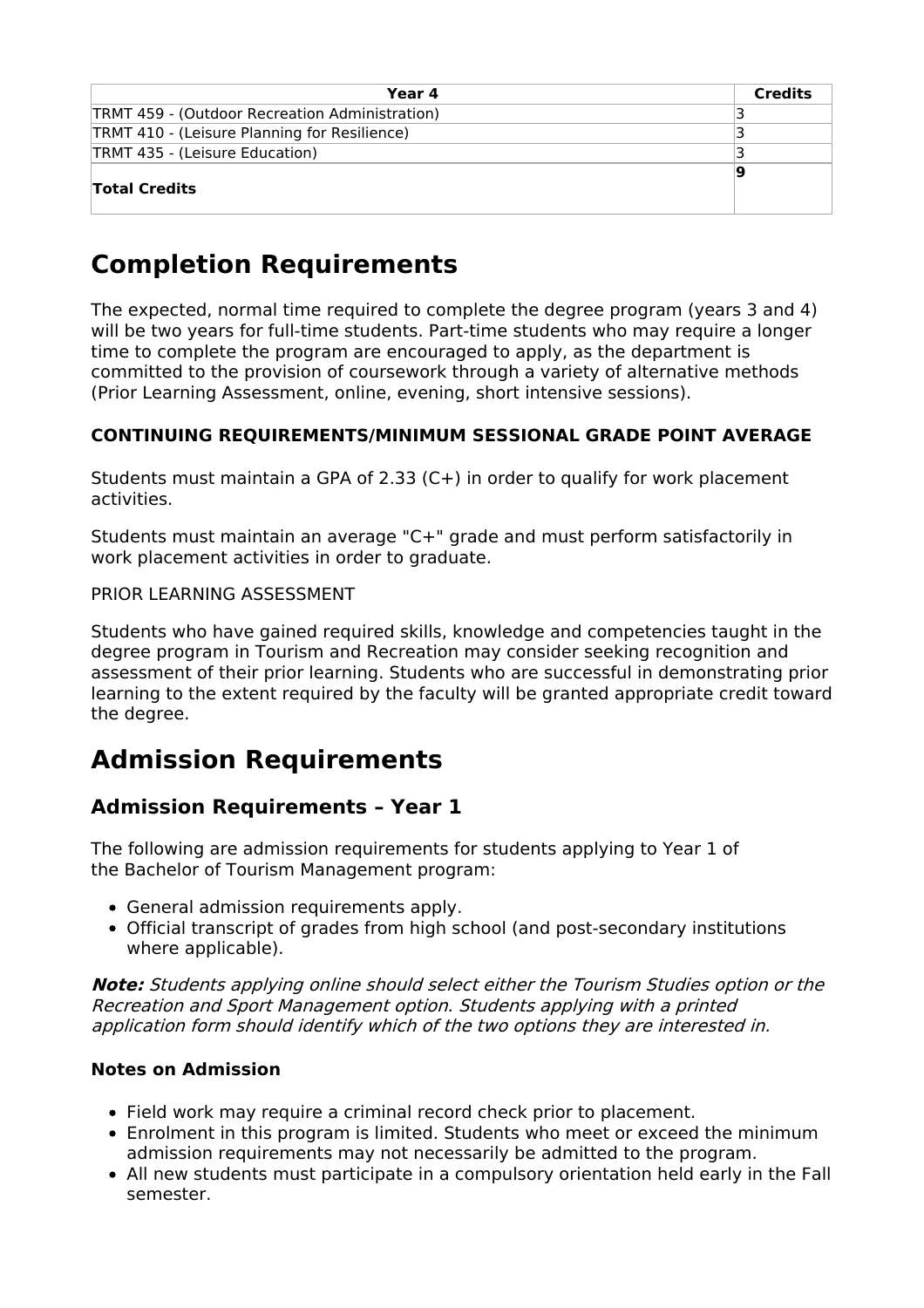| Year 4 | Credits |
|---|---|
| TRMT 459 - (Outdoor Recreation Administration) | 3 |
| TRMT 410 - (Leisure Planning for Resilience) | 3 |
| TRMT 435 - (Leisure Education) | 3 |
| **Total Credits** | **9** |

# Completion Requirements

The expected, normal time required to complete the degree program (years 3 and 4) will be two years for full-time students. Part-time students who may require a longer time to complete the program are encouraged to apply, as the department is committed to the provision of coursework through a variety of alternative methods (Prior Learning Assessment, online, evening, short intensive sessions).

**CONTINUING REQUIREMENTS/MINIMUM SESSIONAL GRADE POINT AVERAGE**

Students must maintain a GPA of 2.33 (C+) in order to qualify for work placement activities.

Students must maintain an average "C+" grade and must perform satisfactorily in work placement activities in order to graduate.

PRIOR LEARNING ASSESSMENT

Students who have gained required skills, knowledge and competencies taught in the degree program in Tourism and Recreation may consider seeking recognition and assessment of their prior learning. Students who are successful in demonstrating prior learning to the extent required by the faculty will be granted appropriate credit toward the degree.

# Admission Requirements

## Admission Requirements – Year 1

The following are admission requirements for students applying to Year 1 of the Bachelor of Tourism Management program:

- General admission requirements apply.
- Official transcript of grades from high school (and post-secondary institutions where applicable).

***Note:*** *Students applying online should select either the Tourism Studies option or the Recreation and Sport Management option. Students applying with a printed application form should identify which of the two options they are interested in.*

**Notes on Admission**

- Field work may require a criminal record check prior to placement.
- Enrolment in this program is limited. Students who meet or exceed the minimum admission requirements may not necessarily be admitted to the program.
- All new students must participate in a compulsory orientation held early in the Fall semester.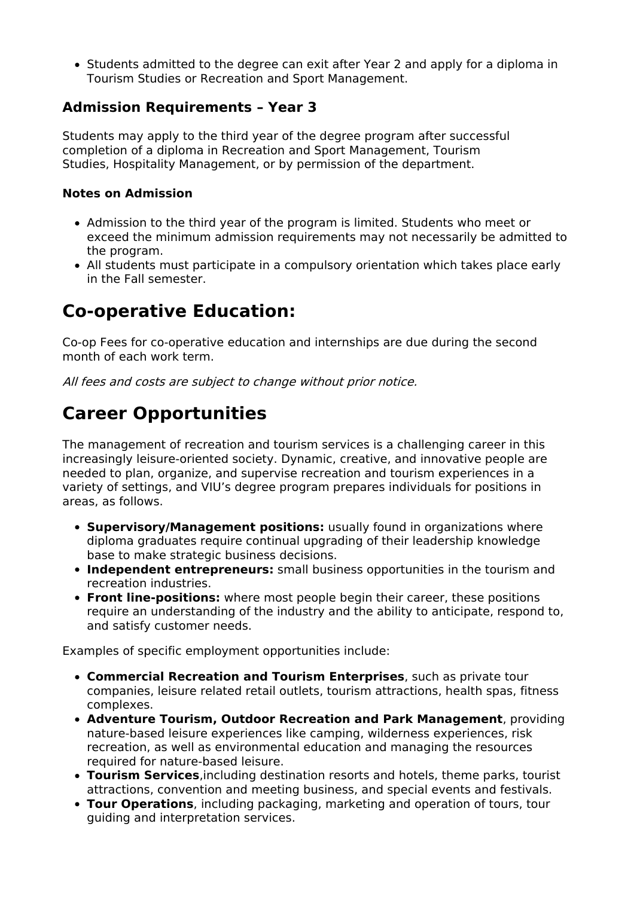- Students admitted to the degree can exit after Year 2 and apply for a diploma in Tourism Studies or Recreation and Sport Management.

### Admission Requirements – Year 3

Students may apply to the third year of the degree program after successful completion of a diploma in Recreation and Sport Management, Tourism Studies, Hospitality Management, or by permission of the department.

#### Notes on Admission

- Admission to the third year of the program is limited. Students who meet or exceed the minimum admission requirements may not necessarily be admitted to the program.
- All students must participate in a compulsory orientation which takes place early in the Fall semester.

## Co-operative Education:

Co-op Fees for co-operative education and internships are due during the second month of each work term.

*All fees and costs are subject to change without prior notice.*

## Career Opportunities

The management of recreation and tourism services is a challenging career in this increasingly leisure-oriented society. Dynamic, creative, and innovative people are needed to plan, organize, and supervise recreation and tourism experiences in a variety of settings, and VIU's degree program prepares individuals for positions in areas, as follows.

- **Supervisory/Management positions:** usually found in organizations where diploma graduates require continual upgrading of their leadership knowledge base to make strategic business decisions.
- **Independent entrepreneurs:** small business opportunities in the tourism and recreation industries.
- **Front line-positions:** where most people begin their career, these positions require an understanding of the industry and the ability to anticipate, respond to, and satisfy customer needs.

Examples of specific employment opportunities include:

- **Commercial Recreation and Tourism Enterprises**, such as private tour companies, leisure related retail outlets, tourism attractions, health spas, fitness complexes.
- **Adventure Tourism, Outdoor Recreation and Park Management**, providing nature-based leisure experiences like camping, wilderness experiences, risk recreation, as well as environmental education and managing the resources required for nature-based leisure.
- **Tourism Services**,including destination resorts and hotels, theme parks, tourist attractions, convention and meeting business, and special events and festivals.
- **Tour Operations**, including packaging, marketing and operation of tours, tour guiding and interpretation services.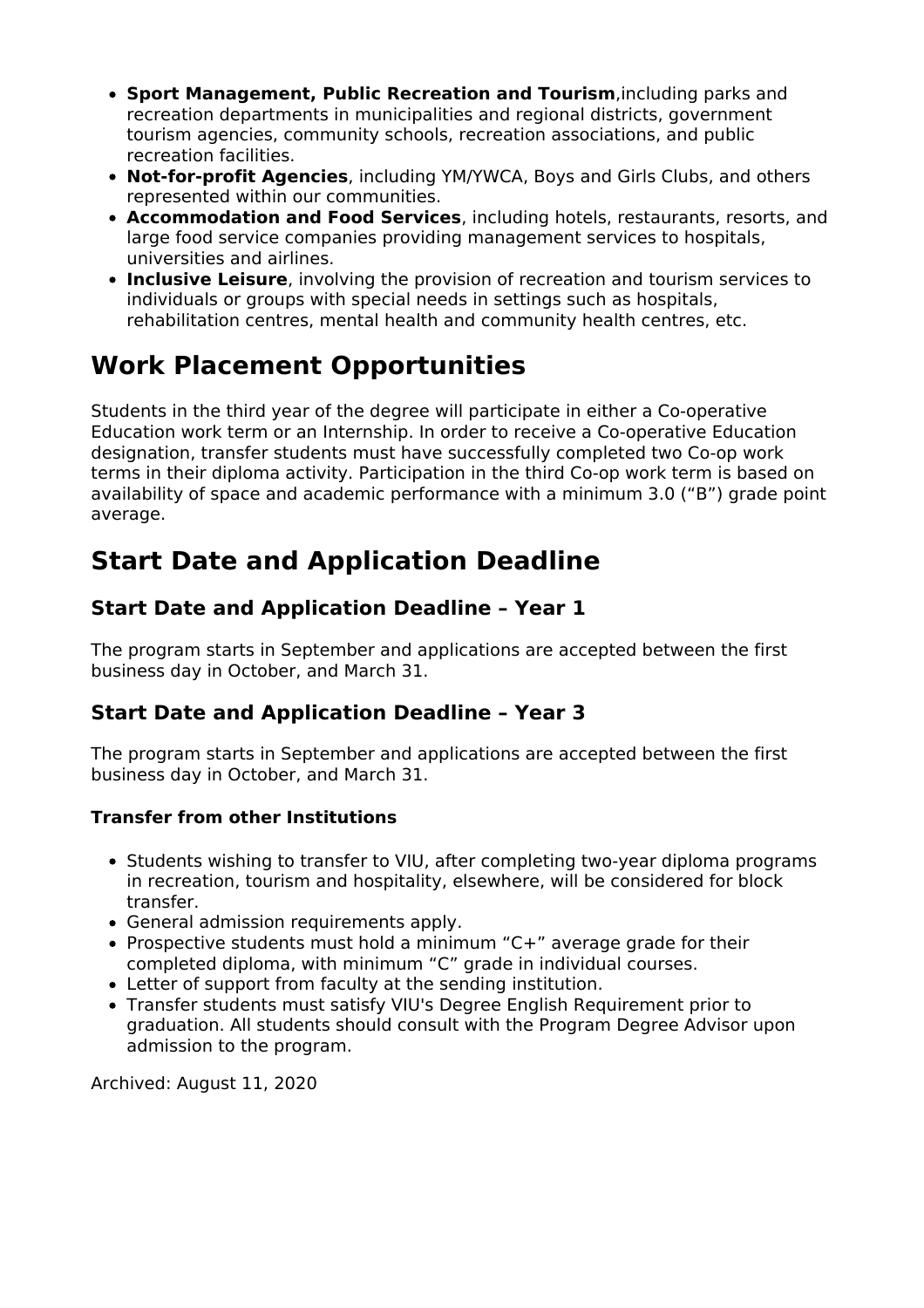- **Sport Management, Public Recreation and Tourism**,including parks and recreation departments in municipalities and regional districts, government tourism agencies, community schools, recreation associations, and public recreation facilities.
- **Not-for-profit Agencies**, including YM/YWCA, Boys and Girls Clubs, and others represented within our communities.
- **Accommodation and Food Services**, including hotels, restaurants, resorts, and large food service companies providing management services to hospitals, universities and airlines.
- **Inclusive Leisure**, involving the provision of recreation and tourism services to individuals or groups with special needs in settings such as hospitals, rehabilitation centres, mental health and community health centres, etc.

# Work Placement Opportunities

Students in the third year of the degree will participate in either a Co-operative Education work term or an Internship. In order to receive a Co-operative Education designation, transfer students must have successfully completed two Co-op work terms in their diploma activity. Participation in the third Co-op work term is based on availability of space and academic performance with a minimum 3.0 ("B") grade point average.

# Start Date and Application Deadline

## Start Date and Application Deadline – Year 1

The program starts in September and applications are accepted between the first business day in October, and March 31.

## Start Date and Application Deadline – Year 3

The program starts in September and applications are accepted between the first business day in October, and March 31.

### Transfer from other Institutions

- Students wishing to transfer to VIU, after completing two-year diploma programs in recreation, tourism and hospitality, elsewhere, will be considered for block transfer.
- General admission requirements apply.
- Prospective students must hold a minimum "C+" average grade for their completed diploma, with minimum "C" grade in individual courses.
- Letter of support from faculty at the sending institution.
- Transfer students must satisfy VIU's Degree English Requirement prior to graduation. All students should consult with the Program Degree Advisor upon admission to the program.

Archived: August 11, 2020